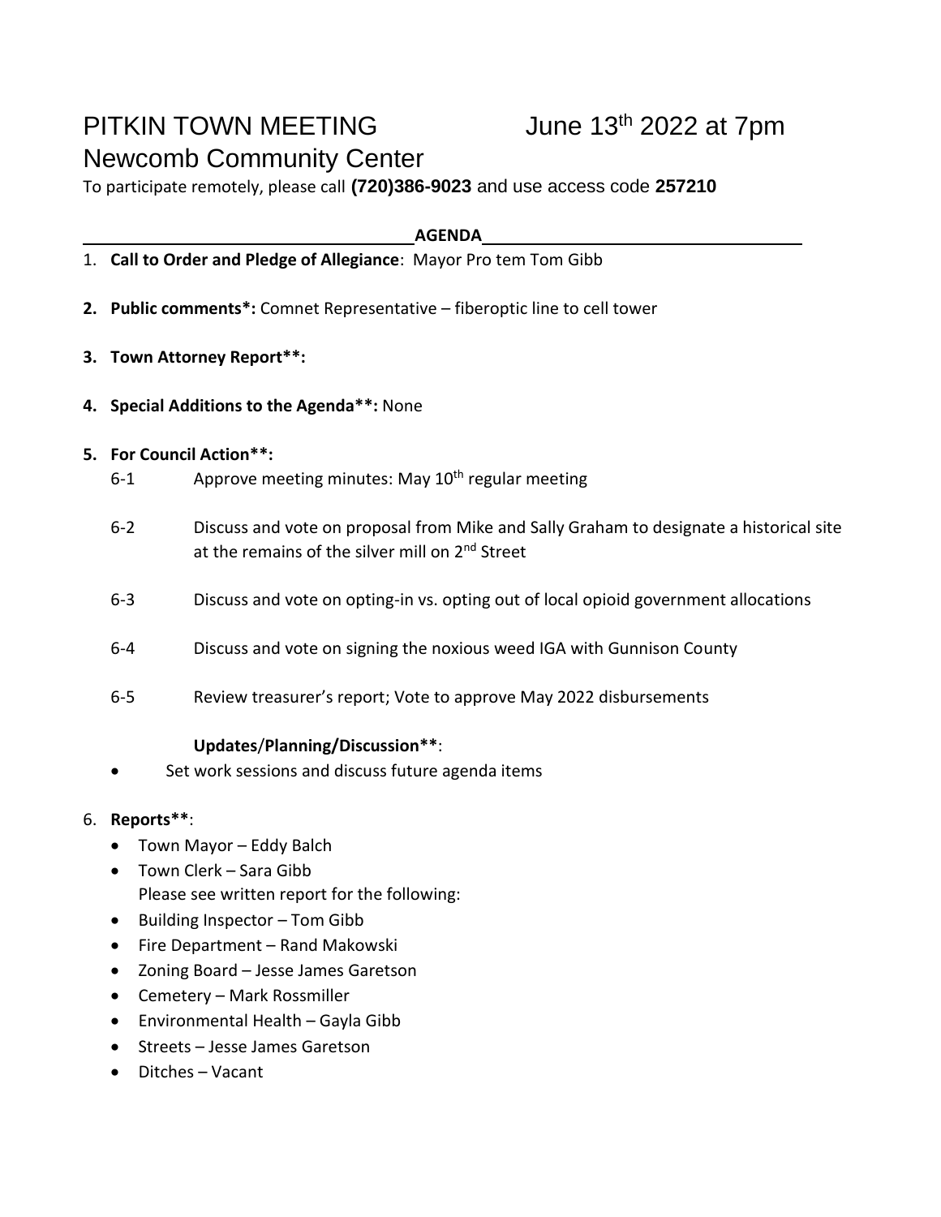# PITKIN TOWN MEETING June 13th 2022 at 7pm

## Newcomb Community Center

To participate remotely, please call **(720)386-9023** and use access code **257210**

**AGENDA**

1. **Call to Order and Pledge of Allegiance**: Mayor Pro tem Tom Gibb

2. **Public comments*:** Comnet Representative – fiberoptic line to cell tower

3. **Town Attorney Report**:**

4. **Special Additions to the Agenda**:** None

5. **For Council Action**:**

   6-1 Approve meeting minutes: May 10th regular meeting

   6-2 Discuss and vote on proposal from Mike and Sally Graham to designate a historical site at the remains of the silver mill on 2nd Street

   6-3 Discuss and vote on opting-in vs. opting out of local opioid government allocations

   6-4 Discuss and vote on signing the noxious weed IGA with Gunnison County

   6-5 Review treasurer's report; Vote to approve May 2022 disbursements

   **Updates/Planning/Discussion****:

   - Set work sessions and discuss future agenda items

6. **Reports****:
   - Town Mayor – Eddy Balch
   - Town Clerk – Sara Gibb
     Please see written report for the following:
   - Building Inspector – Tom Gibb
   - Fire Department – Rand Makowski
   - Zoning Board – Jesse James Garetson
   - Cemetery – Mark Rossmiller
   - Environmental Health – Gayla Gibb
   - Streets – Jesse James Garetson
   - Ditches – Vacant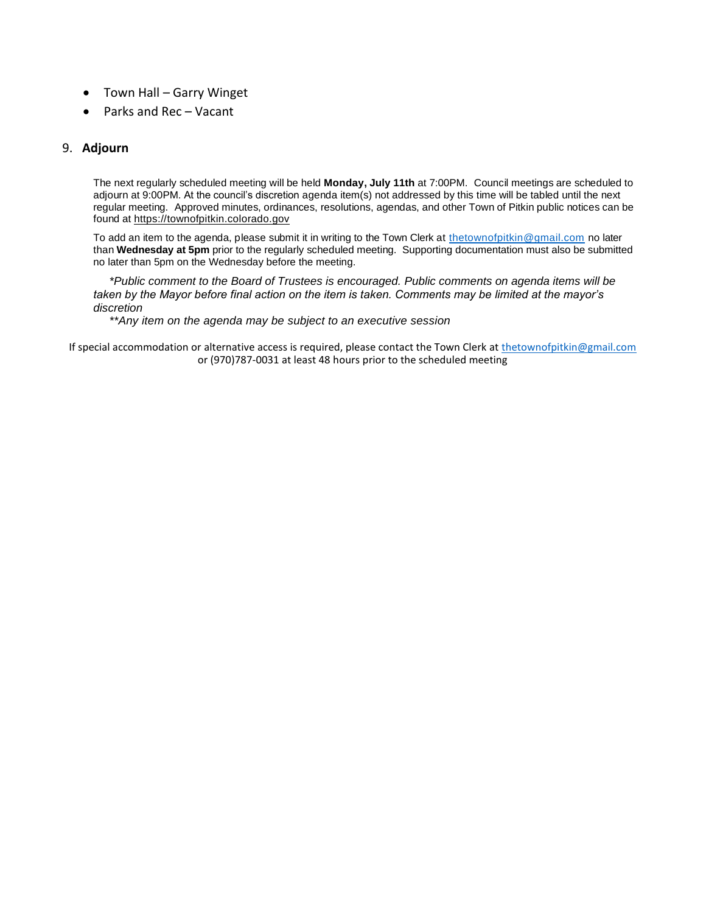- Town Hall – Garry Winget
- Parks and Rec – Vacant

9. **Adjourn**

The next regularly scheduled meeting will be held **Monday, July 11th** at 7:00PM. Council meetings are scheduled to adjourn at 9:00PM. At the council's discretion agenda item(s) not addressed by this time will be tabled until the next regular meeting. Approved minutes, ordinances, resolutions, agendas, and other Town of Pitkin public notices can be found at https://townofpitkin.colorado.gov

To add an item to the agenda, please submit it in writing to the Town Clerk at thetownofpitkin@gmail.com no later than **Wednesday at 5pm** prior to the regularly scheduled meeting. Supporting documentation must also be submitted no later than 5pm on the Wednesday before the meeting.

*\*Public comment to the Board of Trustees is encouraged. Public comments on agenda items will be taken by the Mayor before final action on the item is taken. Comments may be limited at the mayor's discretion*

*\*\*Any item on the agenda may be subject to an executive session*

If special accommodation or alternative access is required, please contact the Town Clerk at thetownofpitkin@gmail.com or (970)787-0031 at least 48 hours prior to the scheduled meeting